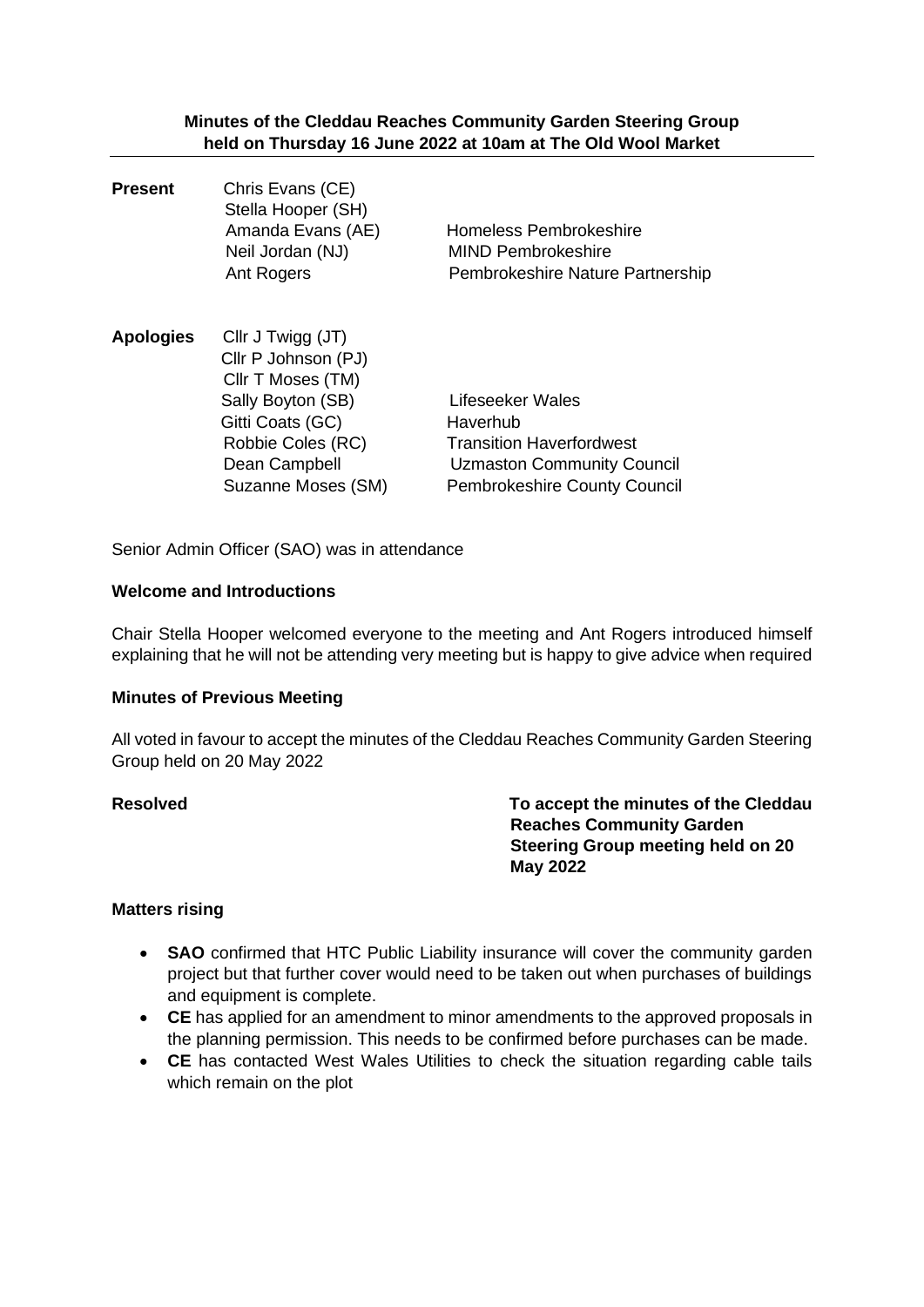**Minutes of the Cleddau Reaches Community Garden Steering Group held on Thursday 16 June 2022 at 10am at The Old Wool Market**

| | | |
|---|---|---|
| **Present** | Chris Evans (CE) | |
| | Stella Hooper (SH) | |
| | Amanda Evans (AE) | Homeless Pembrokeshire |
| | Neil Jordan (NJ) | MIND Pembrokeshire |
| | Ant Rogers | Pembrokeshire Nature Partnership |

| | | |
|---|---|---|
| **Apologies** | Cllr J Twigg (JT) | |
| | Cllr P Johnson (PJ) | |
| | Cllr T Moses (TM) | |
| | Sally Boyton (SB) | Lifeseeker Wales |
| | Gitti Coats (GC) | Haverhub |
| | Robbie Coles (RC) | Transition Haverfordwest |
| | Dean Campbell | Uzmaston Community Council |
| | Suzanne Moses (SM) | Pembrokeshire County Council |

Senior Admin Officer (SAO) was in attendance

**Welcome and Introductions**

Chair Stella Hooper welcomed everyone to the meeting and Ant Rogers introduced himself explaining that he will not be attending very meeting but is happy to give advice when required

**Minutes of Previous Meeting**

All voted in favour to accept the minutes of the Cleddau Reaches Community Garden Steering Group held on 20 May 2022

**Resolved** **To accept the minutes of the Cleddau Reaches Community Garden Steering Group meeting held on 20 May 2022**

**Matters rising**

- **SAO** confirmed that HTC Public Liability insurance will cover the community garden project but that further cover would need to be taken out when purchases of buildings and equipment is complete.
- **CE** has applied for an amendment to minor amendments to the approved proposals in the planning permission. This needs to be confirmed before purchases can be made.
- **CE** has contacted West Wales Utilities to check the situation regarding cable tails which remain on the plot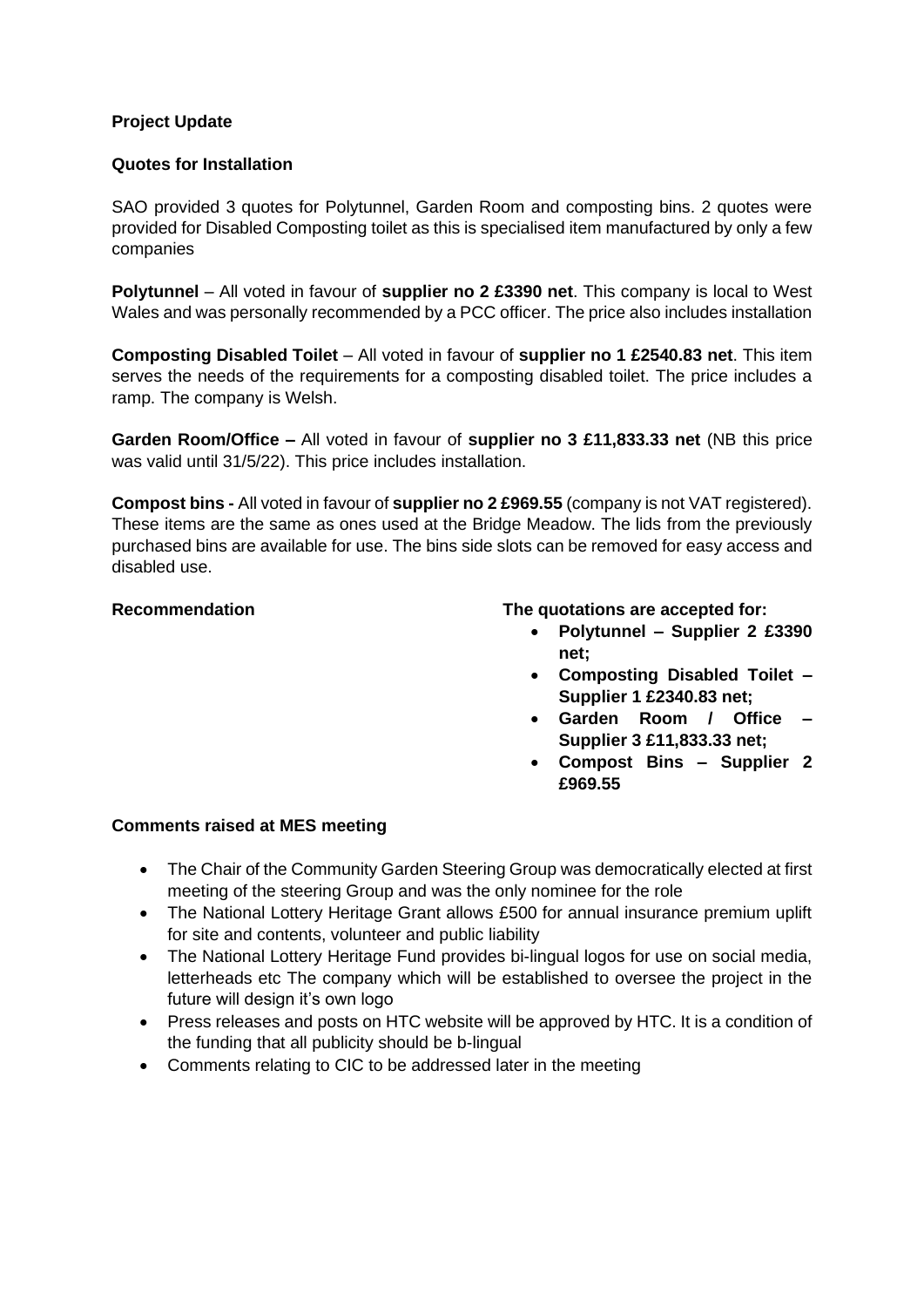**Project Update**

**Quotes for Installation**

SAO provided 3 quotes for Polytunnel, Garden Room and composting bins. 2 quotes were provided for Disabled Composting toilet as this is specialised item manufactured by only a few companies

**Polytunnel** – All voted in favour of **supplier no 2 £3390 net**. This company is local to West Wales and was personally recommended by a PCC officer. The price also includes installation

**Composting Disabled Toilet** – All voted in favour of **supplier no 1 £2540.83 net**. This item serves the needs of the requirements for a composting disabled toilet. The price includes a ramp. The company is Welsh.

**Garden Room/Office –** All voted in favour of **supplier no 3 £11,833.33 net** (NB this price was valid until 31/5/22). This price includes installation.

**Compost bins -** All voted in favour of **supplier no 2 £969.55** (company is not VAT registered). These items are the same as ones used at the Bridge Meadow. The lids from the previously purchased bins are available for use. The bins side slots can be removed for easy access and disabled use.

**Recommendation**

**The quotations are accepted for:**

- **Polytunnel – Supplier 2 £3390 net;**
- **Composting Disabled Toilet – Supplier 1 £2340.83 net;**
- **Garden Room / Office – Supplier 3 £11,833.33 net;**
- **Compost Bins – Supplier 2 £969.55**

**Comments raised at MES meeting**

- The Chair of the Community Garden Steering Group was democratically elected at first meeting of the steering Group and was the only nominee for the role
- The National Lottery Heritage Grant allows £500 for annual insurance premium uplift for site and contents, volunteer and public liability
- The National Lottery Heritage Fund provides bi-lingual logos for use on social media, letterheads etc The company which will be established to oversee the project in the future will design it's own logo
- Press releases and posts on HTC website will be approved by HTC. It is a condition of the funding that all publicity should be b-lingual
- Comments relating to CIC to be addressed later in the meeting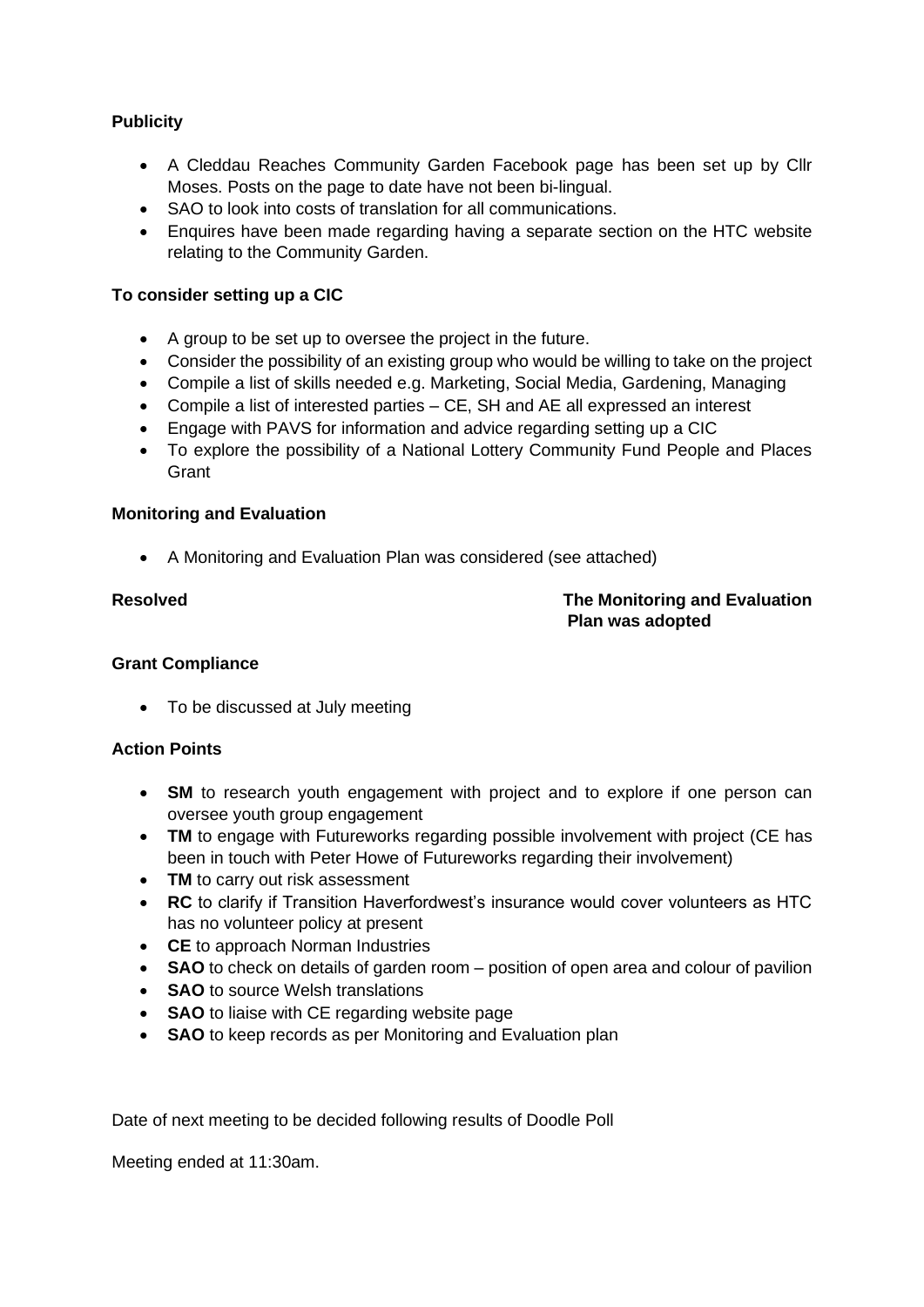**Publicity**

- A Cleddau Reaches Community Garden Facebook page has been set up by Cllr Moses. Posts on the page to date have not been bi-lingual.
- SAO to look into costs of translation for all communications.
- Enquires have been made regarding having a separate section on the HTC website relating to the Community Garden.

**To consider setting up a CIC**

- A group to be set up to oversee the project in the future.
- Consider the possibility of an existing group who would be willing to take on the project
- Compile a list of skills needed e.g. Marketing, Social Media, Gardening, Managing
- Compile a list of interested parties – CE, SH and AE all expressed an interest
- Engage with PAVS for information and advice regarding setting up a CIC
- To explore the possibility of a National Lottery Community Fund People and Places Grant

**Monitoring and Evaluation**

- A Monitoring and Evaluation Plan was considered (see attached)

**Resolved** **The Monitoring and Evaluation Plan was adopted**

**Grant Compliance**

- To be discussed at July meeting

**Action Points**

- **SM** to research youth engagement with project and to explore if one person can oversee youth group engagement
- **TM** to engage with Futureworks regarding possible involvement with project (CE has been in touch with Peter Howe of Futureworks regarding their involvement)
- **TM** to carry out risk assessment
- **RC** to clarify if Transition Haverfordwest's insurance would cover volunteers as HTC has no volunteer policy at present
- **CE** to approach Norman Industries
- **SAO** to check on details of garden room – position of open area and colour of pavilion
- **SAO** to source Welsh translations
- **SAO** to liaise with CE regarding website page
- **SAO** to keep records as per Monitoring and Evaluation plan

Date of next meeting to be decided following results of Doodle Poll

Meeting ended at 11:30am.